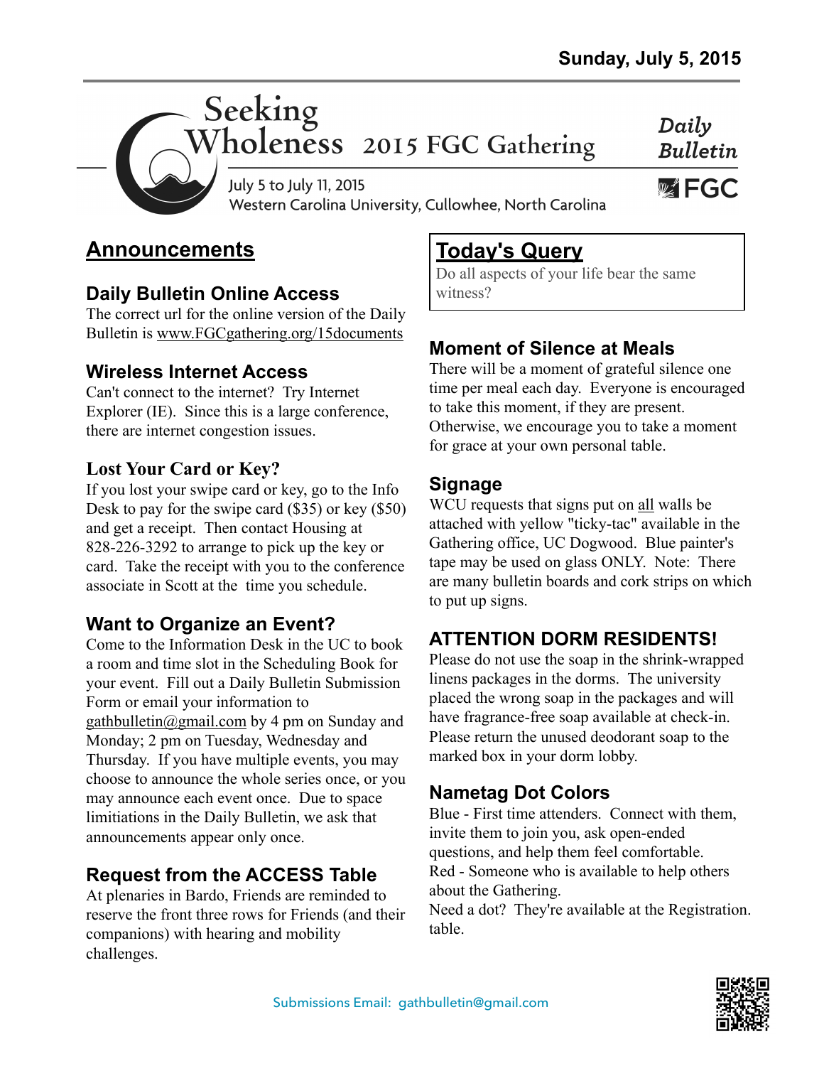Sunday, July 5, 2015

# Seeking Wholeness 2015 FGC Gathering

**Daily Bulletin**

July 5 to July 11, 2015
Western Carolina University, Cullowhee, North Carolina

FGC

## Announcements

### Daily Bulletin Online Access

The correct url for the online version of the Daily Bulletin is www.FGCgathering.org/15documents

### Wireless Internet Access

Can't connect to the internet? Try Internet Explorer (IE). Since this is a large conference, there are internet congestion issues.

### Lost Your Card or Key?

If you lost your swipe card or key, go to the Info Desk to pay for the swipe card ($35) or key ($50) and get a receipt. Then contact Housing at 828-226-3292 to arrange to pick up the key or card. Take the receipt with you to the conference associate in Scott at the time you schedule.

### Want to Organize an Event?

Come to the Information Desk in the UC to book a room and time slot in the Scheduling Book for your event. Fill out a Daily Bulletin Submission Form or email your information to gathbulletin@gmail.com by 4 pm on Sunday and Monday; 2 pm on Tuesday, Wednesday and Thursday. If you have multiple events, you may choose to announce the whole series once, or you may announce each event once. Due to space limitiations in the Daily Bulletin, we ask that announcements appear only once.

### Request from the ACCESS Table

At plenaries in Bardo, Friends are reminded to reserve the front three rows for Friends (and their companions) with hearing and mobility challenges.

## Today's Query

Do all aspects of your life bear the same witness?

### Moment of Silence at Meals

There will be a moment of grateful silence one time per meal each day. Everyone is encouraged to take this moment, if they are present. Otherwise, we encourage you to take a moment for grace at your own personal table.

### Signage

WCU requests that signs put on all walls be attached with yellow "ticky-tac" available in the Gathering office, UC Dogwood. Blue painter's tape may be used on glass ONLY. Note: There are many bulletin boards and cork strips on which to put up signs.

### ATTENTION DORM RESIDENTS!

Please do not use the soap in the shrink-wrapped linens packages in the dorms. The university placed the wrong soap in the packages and will have fragrance-free soap available at check-in. Please return the unused deodorant soap to the marked box in your dorm lobby.

### Nametag Dot Colors

Blue - First time attenders. Connect with them, invite them to join you, ask open-ended questions, and help them feel comfortable.
Red - Someone who is available to help others about the Gathering.
Need a dot? They're available at the Registration. table.

Submissions Email: gathbulletin@gmail.com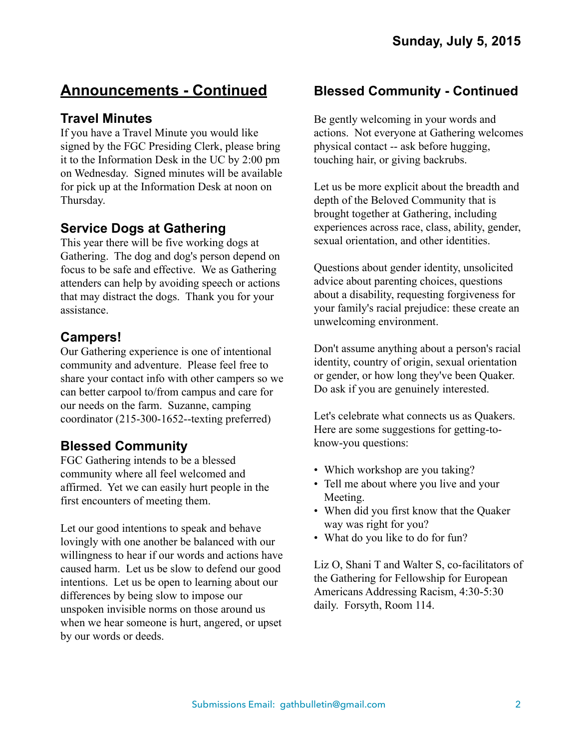## Announcements - Continued

### Travel Minutes

If you have a Travel Minute you would like signed by the FGC Presiding Clerk, please bring it to the Information Desk in the UC by 2:00 pm on Wednesday. Signed minutes will be available for pick up at the Information Desk at noon on Thursday.

### Service Dogs at Gathering

This year there will be five working dogs at Gathering. The dog and dog's person depend on focus to be safe and effective. We as Gathering attenders can help by avoiding speech or actions that may distract the dogs. Thank you for your assistance.

### Campers!

Our Gathering experience is one of intentional community and adventure. Please feel free to share your contact info with other campers so we can better carpool to/from campus and care for our needs on the farm. Suzanne, camping coordinator (215-300-1652--texting preferred)

### Blessed Community

FGC Gathering intends to be a blessed community where all feel welcomed and affirmed. Yet we can easily hurt people in the first encounters of meeting them.

Let our good intentions to speak and behave lovingly with one another be balanced with our willingness to hear if our words and actions have caused harm. Let us be slow to defend our good intentions. Let us be open to learning about our differences by being slow to impose our unspoken invisible norms on those around us when we hear someone is hurt, angered, or upset by our words or deeds.

### Blessed Community - Continued

Be gently welcoming in your words and actions. Not everyone at Gathering welcomes physical contact -- ask before hugging, touching hair, or giving backrubs.

Let us be more explicit about the breadth and depth of the Beloved Community that is brought together at Gathering, including experiences across race, class, ability, gender, sexual orientation, and other identities.

Questions about gender identity, unsolicited advice about parenting choices, questions about a disability, requesting forgiveness for your family's racial prejudice: these create an unwelcoming environment.

Don't assume anything about a person's racial identity, country of origin, sexual orientation or gender, or how long they've been Quaker. Do ask if you are genuinely interested.

Let's celebrate what connects us as Quakers. Here are some suggestions for getting-to-know-you questions:

- Which workshop are you taking?
- Tell me about where you live and your Meeting.
- When did you first know that the Quaker way was right for you?
- What do you like to do for fun?

Liz O, Shani T and Walter S, co-facilitators of the Gathering for Fellowship for European Americans Addressing Racism, 4:30-5:30 daily. Forsyth, Room 114.

Submissions Email: gathbulletin@gmail.com